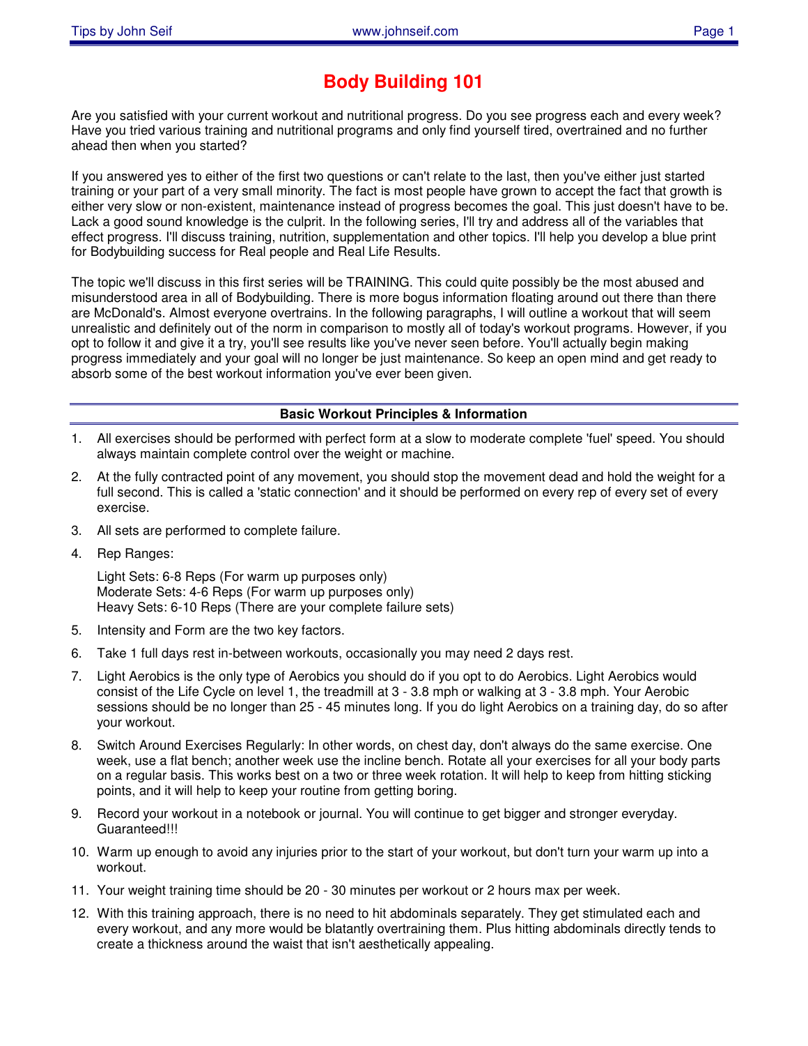# Body Building 101

Are you satisfied with your current workout and nutritional progress. Do you see progress each and every week? Have you tried various training and nutritional programs and only find yourself tired, overtrained and no further ahead then when you started?

If you answered yes to either of the first two questions or can't relate to the last, then you've either just started training or your part of a very small minority. The fact is most people have grown to accept the fact that growth is either very slow or non-existent, maintenance instead of progress becomes the goal. This just doesn't have to be. Lack a good sound knowledge is the culprit. In the following series, I'll try and address all of the variables that effect progress. I'll discuss training, nutrition, supplementation and other topics. I'll help you develop a blue print for Bodybuilding success for Real people and Real Life Results.

The topic we'll discuss in this first series will be TRAINING. This could quite possibly be the most abused and misunderstood area in all of Bodybuilding. There is more bogus information floating around out there than there are McDonald's. Almost everyone overtrains. In the following paragraphs, I will outline a workout that will seem unrealistic and definitely out of the norm in comparison to mostly all of today's workout programs. However, if you opt to follow it and give it a try, you'll see results like you've never seen before. You'll actually begin making progress immediately and your goal will no longer be just maintenance. So keep an open mind and get ready to absorb some of the best workout information you've ever been given.

## Basic Workout Principles & Information

1. All exercises should be performed with perfect form at a slow to moderate complete 'fuel' speed. You should always maintain complete control over the weight or machine.
2. At the fully contracted point of any movement, you should stop the movement dead and hold the weight for a full second. This is called a 'static connection' and it should be performed on every rep of every set of every exercise.
3. All sets are performed to complete failure.
4. Rep Ranges:

   Light Sets: 6-8 Reps (For warm up purposes only)
   Moderate Sets: 4-6 Reps (For warm up purposes only)
   Heavy Sets: 6-10 Reps (There are your complete failure sets)
5. Intensity and Form are the two key factors.
6. Take 1 full days rest in-between workouts, occasionally you may need 2 days rest.
7. Light Aerobics is the only type of Aerobics you should do if you opt to do Aerobics. Light Aerobics would consist of the Life Cycle on level 1, the treadmill at 3 - 3.8 mph or walking at 3 - 3.8 mph. Your Aerobic sessions should be no longer than 25 - 45 minutes long. If you do light Aerobics on a training day, do so after your workout.
8. Switch Around Exercises Regularly: In other words, on chest day, don't always do the same exercise. One week, use a flat bench; another week use the incline bench. Rotate all your exercises for all your body parts on a regular basis. This works best on a two or three week rotation. It will help to keep from hitting sticking points, and it will help to keep your routine from getting boring.
9. Record your workout in a notebook or journal. You will continue to get bigger and stronger everyday. Guaranteed!!!
10. Warm up enough to avoid any injuries prior to the start of your workout, but don't turn your warm up into a workout.
11. Your weight training time should be 20 - 30 minutes per workout or 2 hours max per week.
12. With this training approach, there is no need to hit abdominals separately. They get stimulated each and every workout, and any more would be blatantly overtraining them. Plus hitting abdominals directly tends to create a thickness around the waist that isn't aesthetically appealing.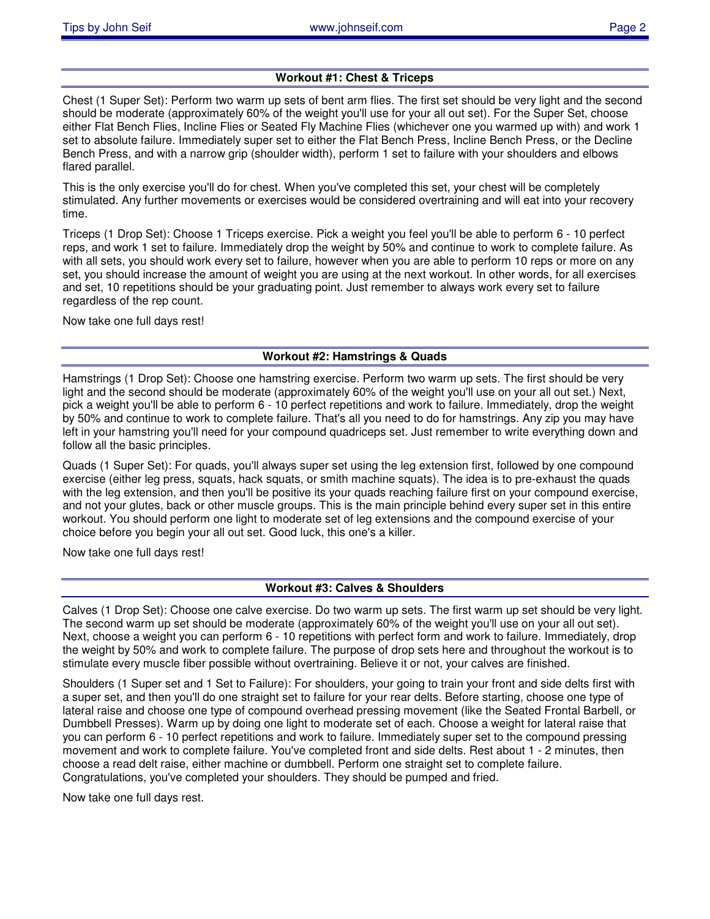## Workout #1: Chest & Triceps

Chest (1 Super Set): Perform two warm up sets of bent arm flies. The first set should be very light and the second should be moderate (approximately 60% of the weight you'll use for your all out set). For the Super Set, choose either Flat Bench Flies, Incline Flies or Seated Fly Machine Flies (whichever one you warmed up with) and work 1 set to absolute failure. Immediately super set to either the Flat Bench Press, Incline Bench Press, or the Decline Bench Press, and with a narrow grip (shoulder width), perform 1 set to failure with your shoulders and elbows flared parallel.

This is the only exercise you'll do for chest. When you've completed this set, your chest will be completely stimulated. Any further movements or exercises would be considered overtraining and will eat into your recovery time.

Triceps (1 Drop Set): Choose 1 Triceps exercise. Pick a weight you feel you'll be able to perform 6 - 10 perfect reps, and work 1 set to failure. Immediately drop the weight by 50% and continue to work to complete failure. As with all sets, you should work every set to failure, however when you are able to perform 10 reps or more on any set, you should increase the amount of weight you are using at the next workout. In other words, for all exercises and set, 10 repetitions should be your graduating point. Just remember to always work every set to failure regardless of the rep count.

Now take one full days rest!

## Workout #2: Hamstrings & Quads

Hamstrings (1 Drop Set): Choose one hamstring exercise. Perform two warm up sets. The first should be very light and the second should be moderate (approximately 60% of the weight you'll use on your all out set.) Next, pick a weight you'll be able to perform 6 - 10 perfect repetitions and work to failure. Immediately, drop the weight by 50% and continue to work to complete failure. That's all you need to do for hamstrings. Any zip you may have left in your hamstring you'll need for your compound quadriceps set. Just remember to write everything down and follow all the basic principles.

Quads (1 Super Set): For quads, you'll always super set using the leg extension first, followed by one compound exercise (either leg press, squats, hack squats, or smith machine squats). The idea is to pre-exhaust the quads with the leg extension, and then you'll be positive its your quads reaching failure first on your compound exercise, and not your glutes, back or other muscle groups. This is the main principle behind every super set in this entire workout. You should perform one light to moderate set of leg extensions and the compound exercise of your choice before you begin your all out set. Good luck, this one's a killer.

Now take one full days rest!

## Workout #3: Calves & Shoulders

Calves (1 Drop Set): Choose one calve exercise. Do two warm up sets. The first warm up set should be very light. The second warm up set should be moderate (approximately 60% of the weight you'll use on your all out set). Next, choose a weight you can perform 6 - 10 repetitions with perfect form and work to failure. Immediately, drop the weight by 50% and work to complete failure. The purpose of drop sets here and throughout the workout is to stimulate every muscle fiber possible without overtraining. Believe it or not, your calves are finished.

Shoulders (1 Super set and 1 Set to Failure): For shoulders, your going to train your front and side delts first with a super set, and then you'll do one straight set to failure for your rear delts. Before starting, choose one type of lateral raise and choose one type of compound overhead pressing movement (like the Seated Frontal Barbell, or Dumbbell Presses). Warm up by doing one light to moderate set of each. Choose a weight for lateral raise that you can perform 6 - 10 perfect repetitions and work to failure. Immediately super set to the compound pressing movement and work to complete failure. You've completed front and side delts. Rest about 1 - 2 minutes, then choose a read delt raise, either machine or dumbbell. Perform one straight set to complete failure. Congratulations, you've completed your shoulders. They should be pumped and fried.

Now take one full days rest.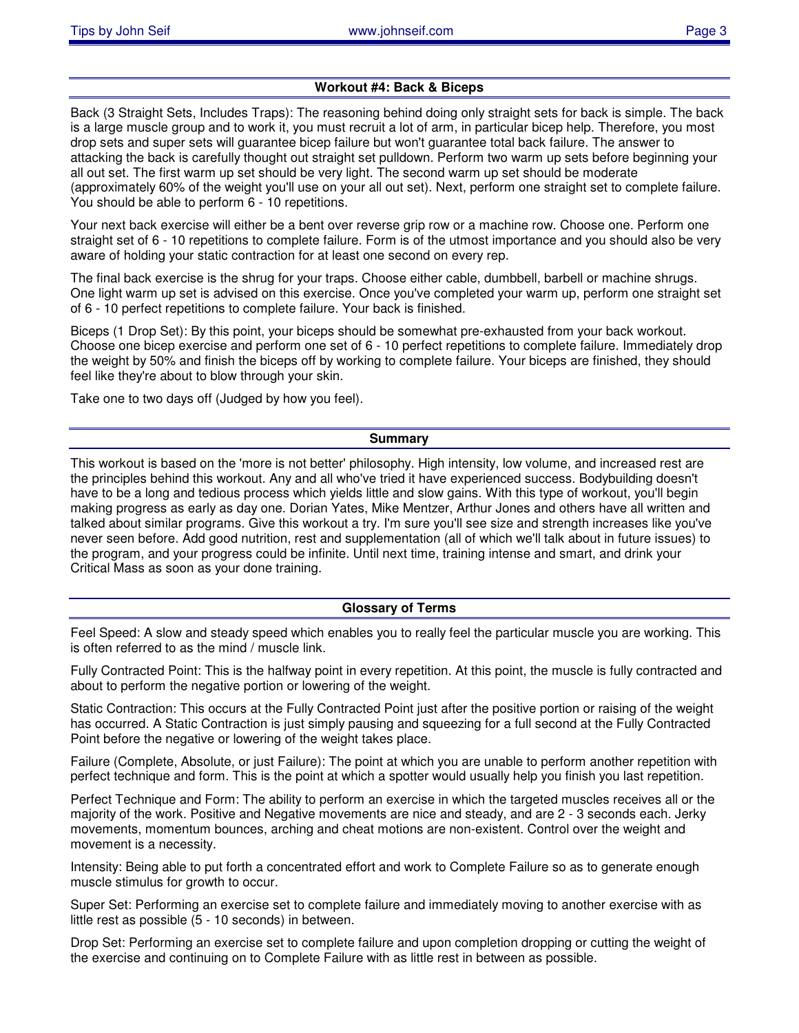## Workout #4: Back & Biceps

Back (3 Straight Sets, Includes Traps): The reasoning behind doing only straight sets for back is simple. The back is a large muscle group and to work it, you must recruit a lot of arm, in particular bicep help. Therefore, you most drop sets and super sets will guarantee bicep failure but won't guarantee total back failure. The answer to attacking the back is carefully thought out straight set pulldown. Perform two warm up sets before beginning your all out set. The first warm up set should be very light. The second warm up set should be moderate (approximately 60% of the weight you'll use on your all out set). Next, perform one straight set to complete failure. You should be able to perform 6 - 10 repetitions.

Your next back exercise will either be a bent over reverse grip row or a machine row. Choose one. Perform one straight set of 6 - 10 repetitions to complete failure. Form is of the utmost importance and you should also be very aware of holding your static contraction for at least one second on every rep.

The final back exercise is the shrug for your traps. Choose either cable, dumbbell, barbell or machine shrugs. One light warm up set is advised on this exercise. Once you've completed your warm up, perform one straight set of 6 - 10 perfect repetitions to complete failure. Your back is finished.

Biceps (1 Drop Set): By this point, your biceps should be somewhat pre-exhausted from your back workout. Choose one bicep exercise and perform one set of 6 - 10 perfect repetitions to complete failure. Immediately drop the weight by 50% and finish the biceps off by working to complete failure. Your biceps are finished, they should feel like they're about to blow through your skin.

Take one to two days off (Judged by how you feel).

## Summary

This workout is based on the 'more is not better' philosophy. High intensity, low volume, and increased rest are the principles behind this workout. Any and all who've tried it have experienced success. Bodybuilding doesn't have to be a long and tedious process which yields little and slow gains. With this type of workout, you'll begin making progress as early as day one. Dorian Yates, Mike Mentzer, Arthur Jones and others have all written and talked about similar programs. Give this workout a try. I'm sure you'll see size and strength increases like you've never seen before. Add good nutrition, rest and supplementation (all of which we'll talk about in future issues) to the program, and your progress could be infinite. Until next time, training intense and smart, and drink your Critical Mass as soon as your done training.

## Glossary of Terms

Feel Speed: A slow and steady speed which enables you to really feel the particular muscle you are working. This is often referred to as the mind / muscle link.

Fully Contracted Point: This is the halfway point in every repetition. At this point, the muscle is fully contracted and about to perform the negative portion or lowering of the weight.

Static Contraction: This occurs at the Fully Contracted Point just after the positive portion or raising of the weight has occurred. A Static Contraction is just simply pausing and squeezing for a full second at the Fully Contracted Point before the negative or lowering of the weight takes place.

Failure (Complete, Absolute, or just Failure): The point at which you are unable to perform another repetition with perfect technique and form. This is the point at which a spotter would usually help you finish you last repetition.

Perfect Technique and Form: The ability to perform an exercise in which the targeted muscles receives all or the majority of the work. Positive and Negative movements are nice and steady, and are 2 - 3 seconds each. Jerky movements, momentum bounces, arching and cheat motions are non-existent. Control over the weight and movement is a necessity.

Intensity: Being able to put forth a concentrated effort and work to Complete Failure so as to generate enough muscle stimulus for growth to occur.

Super Set: Performing an exercise set to complete failure and immediately moving to another exercise with as little rest as possible (5 - 10 seconds) in between.

Drop Set: Performing an exercise set to complete failure and upon completion dropping or cutting the weight of the exercise and continuing on to Complete Failure with as little rest in between as possible.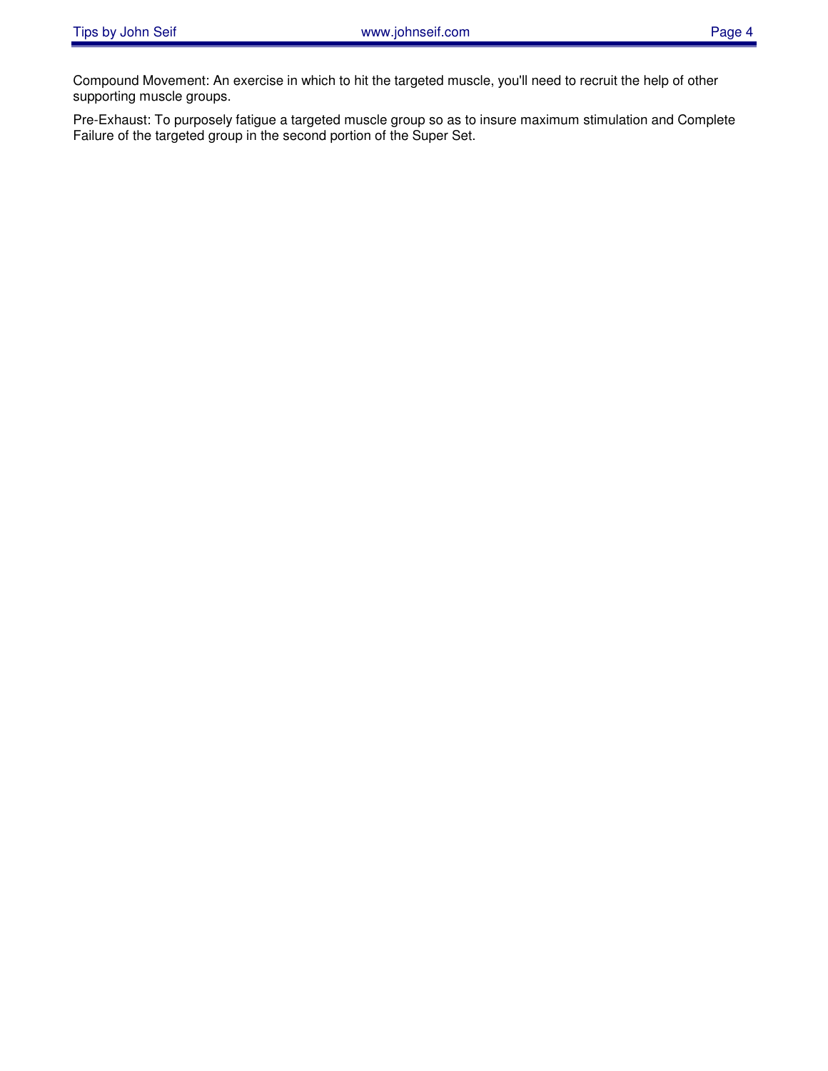Compound Movement: An exercise in which to hit the targeted muscle, you'll need to recruit the help of other supporting muscle groups.

Pre-Exhaust: To purposely fatigue a targeted muscle group so as to insure maximum stimulation and Complete Failure of the targeted group in the second portion of the Super Set.